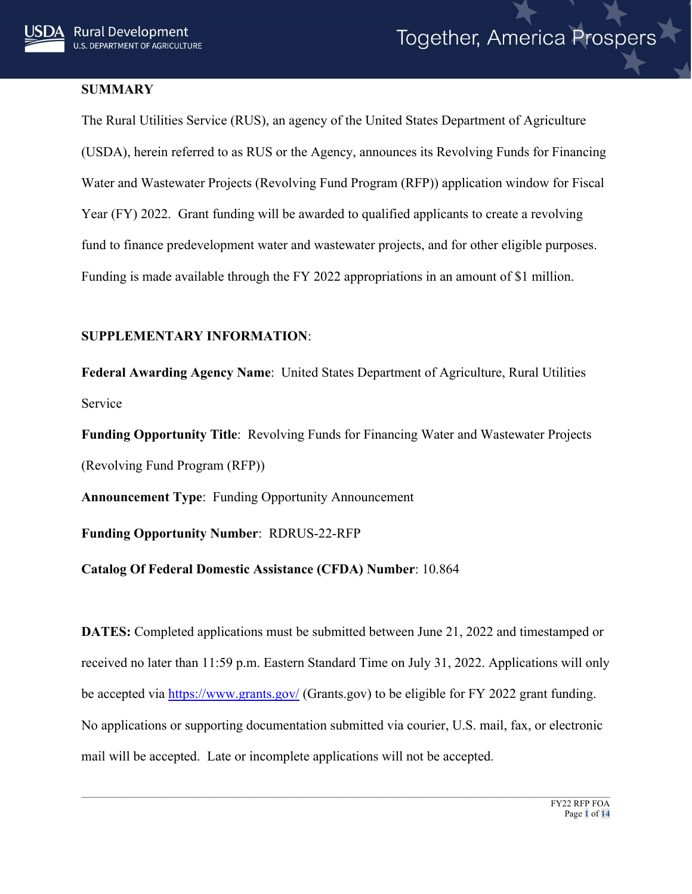## SUMMARY

The Rural Utilities Service (RUS), an agency of the United States Department of Agriculture (USDA), herein referred to as RUS or the Agency, announces its Revolving Funds for Financing Water and Wastewater Projects (Revolving Fund Program (RFP)) application window for Fiscal Year (FY) 2022. Grant funding will be awarded to qualified applicants to create a revolving fund to finance predevelopment water and wastewater projects, and for other eligible purposes. Funding is made available through the FY 2022 appropriations in an amount of $1 million.

## SUPPLEMENTARY INFORMATION:

**Federal Awarding Agency Name**: United States Department of Agriculture, Rural Utilities Service

**Funding Opportunity Title**: Revolving Funds for Financing Water and Wastewater Projects (Revolving Fund Program (RFP))

**Announcement Type**: Funding Opportunity Announcement

**Funding Opportunity Number**: RDRUS-22-RFP

**Catalog Of Federal Domestic Assistance (CFDA) Number**: 10.864

**DATES:** Completed applications must be submitted between June 21, 2022 and timestamped or received no later than 11:59 p.m. Eastern Standard Time on July 31, 2022. Applications will only be accepted via https://www.grants.gov/ (Grants.gov) to be eligible for FY 2022 grant funding. No applications or supporting documentation submitted via courier, U.S. mail, fax, or electronic mail will be accepted. Late or incomplete applications will not be accepted.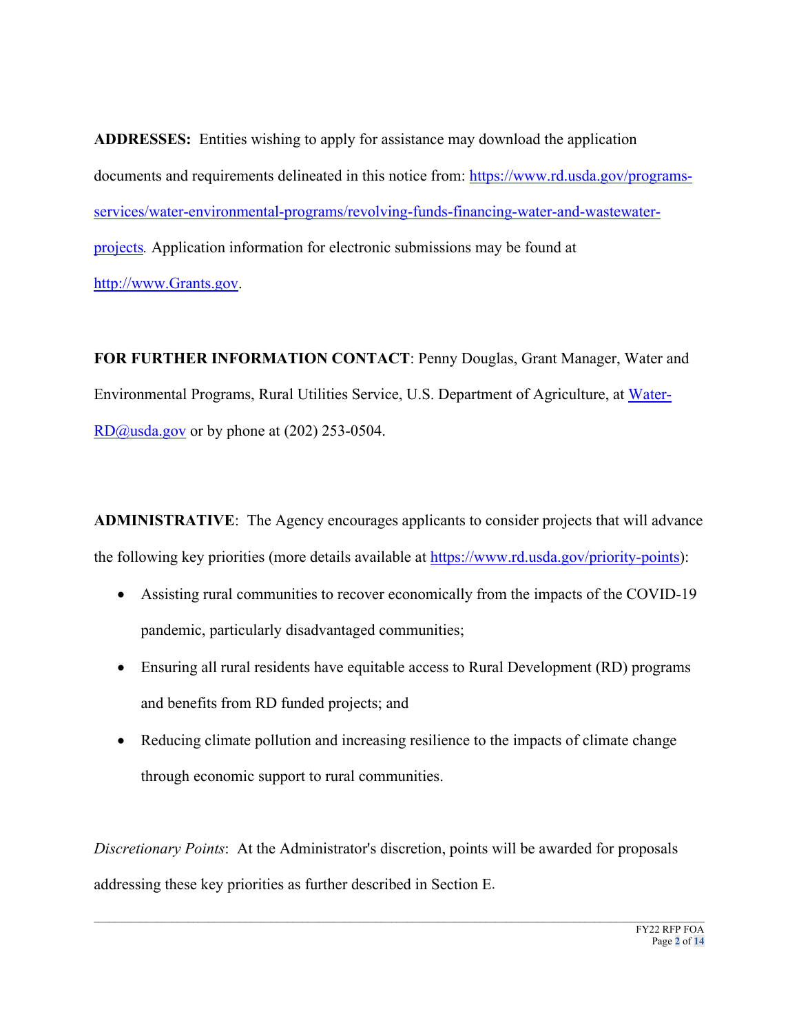**ADDRESSES:** Entities wishing to apply for assistance may download the application documents and requirements delineated in this notice from: https://www.rd.usda.gov/programs-services/water-environmental-programs/revolving-funds-financing-water-and-wastewater-projects*.* Application information for electronic submissions may be found at http://www.Grants.gov.

**FOR FURTHER INFORMATION CONTACT**: Penny Douglas, Grant Manager, Water and Environmental Programs, Rural Utilities Service, U.S. Department of Agriculture, at Water-RD@usda.gov or by phone at (202) 253-0504.

**ADMINISTRATIVE**: The Agency encourages applicants to consider projects that will advance the following key priorities (more details available at https://www.rd.usda.gov/priority-points):

- Assisting rural communities to recover economically from the impacts of the COVID-19 pandemic, particularly disadvantaged communities;
- Ensuring all rural residents have equitable access to Rural Development (RD) programs and benefits from RD funded projects; and
- Reducing climate pollution and increasing resilience to the impacts of climate change through economic support to rural communities.

*Discretionary Points*: At the Administrator's discretion, points will be awarded for proposals addressing these key priorities as further described in Section E.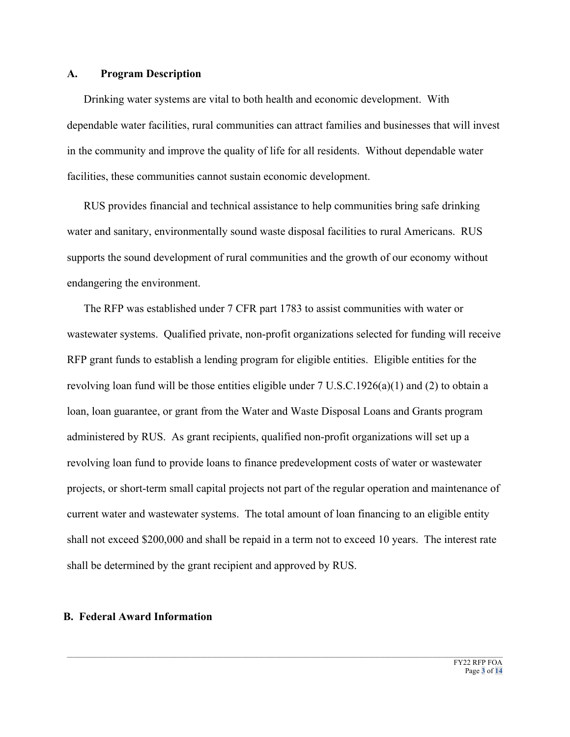## A. Program Description

Drinking water systems are vital to both health and economic development. With dependable water facilities, rural communities can attract families and businesses that will invest in the community and improve the quality of life for all residents. Without dependable water facilities, these communities cannot sustain economic development.

RUS provides financial and technical assistance to help communities bring safe drinking water and sanitary, environmentally sound waste disposal facilities to rural Americans. RUS supports the sound development of rural communities and the growth of our economy without endangering the environment.

The RFP was established under 7 CFR part 1783 to assist communities with water or wastewater systems. Qualified private, non-profit organizations selected for funding will receive RFP grant funds to establish a lending program for eligible entities. Eligible entities for the revolving loan fund will be those entities eligible under 7 U.S.C.1926(a)(1) and (2) to obtain a loan, loan guarantee, or grant from the Water and Waste Disposal Loans and Grants program administered by RUS. As grant recipients, qualified non-profit organizations will set up a revolving loan fund to provide loans to finance predevelopment costs of water or wastewater projects, or short-term small capital projects not part of the regular operation and maintenance of current water and wastewater systems. The total amount of loan financing to an eligible entity shall not exceed $200,000 and shall be repaid in a term not to exceed 10 years. The interest rate shall be determined by the grant recipient and approved by RUS.

## B. Federal Award Information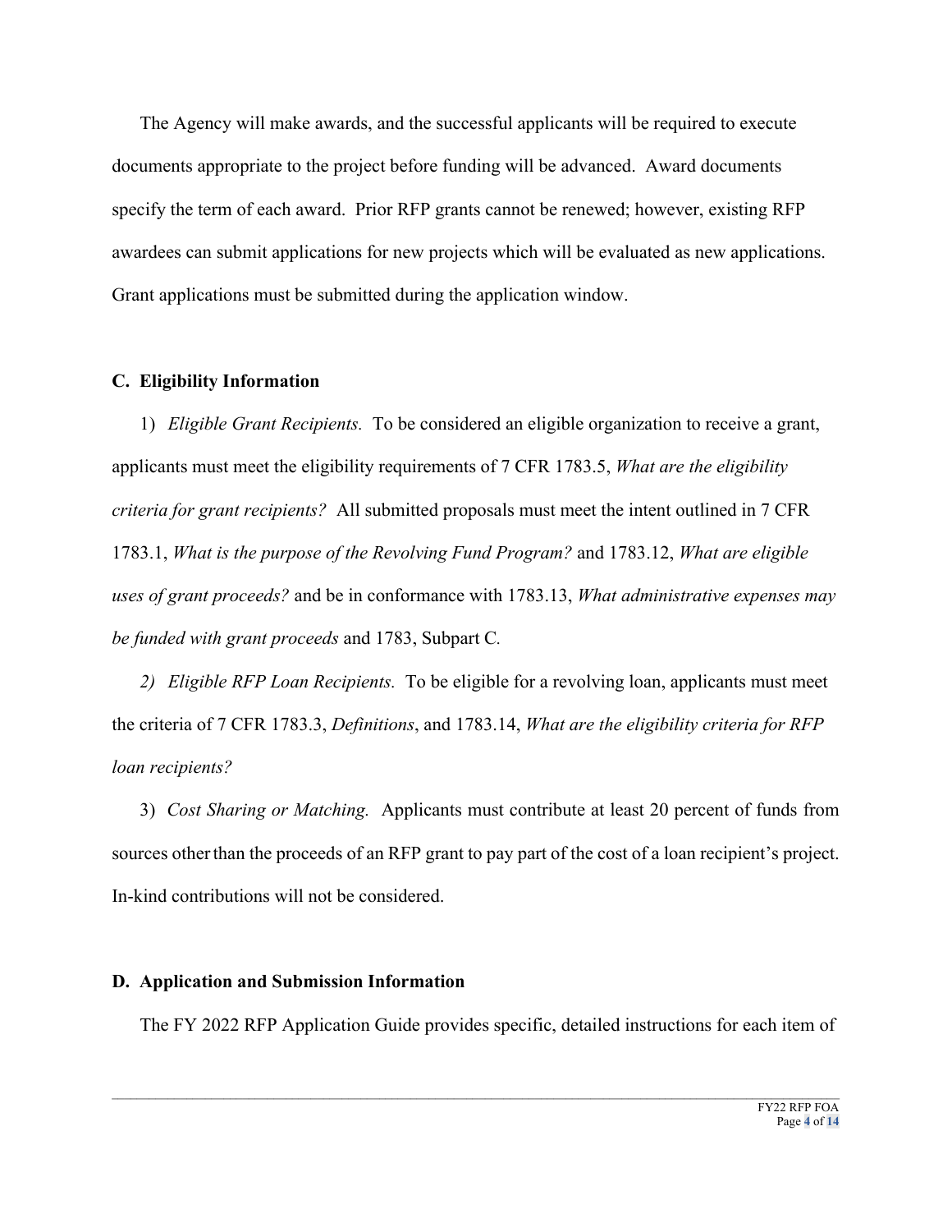The Agency will make awards, and the successful applicants will be required to execute documents appropriate to the project before funding will be advanced. Award documents specify the term of each award. Prior RFP grants cannot be renewed; however, existing RFP awardees can submit applications for new projects which will be evaluated as new applications. Grant applications must be submitted during the application window.

## C. Eligibility Information

1) *Eligible Grant Recipients.* To be considered an eligible organization to receive a grant, applicants must meet the eligibility requirements of 7 CFR 1783.5, *What are the eligibility criteria for grant recipients?* All submitted proposals must meet the intent outlined in 7 CFR 1783.1, *What is the purpose of the Revolving Fund Program?* and 1783.12, *What are eligible uses of grant proceeds?* and be in conformance with 1783.13, *What administrative expenses may be funded with grant proceeds* and 1783, Subpart C.

*2) Eligible RFP Loan Recipients.* To be eligible for a revolving loan, applicants must meet the criteria of 7 CFR 1783.3, *Definitions*, and 1783.14, *What are the eligibility criteria for RFP loan recipients?*

3) *Cost Sharing or Matching.* Applicants must contribute at least 20 percent of funds from sources other than the proceeds of an RFP grant to pay part of the cost of a loan recipient's project. In-kind contributions will not be considered.

## D. Application and Submission Information

The FY 2022 RFP Application Guide provides specific, detailed instructions for each item of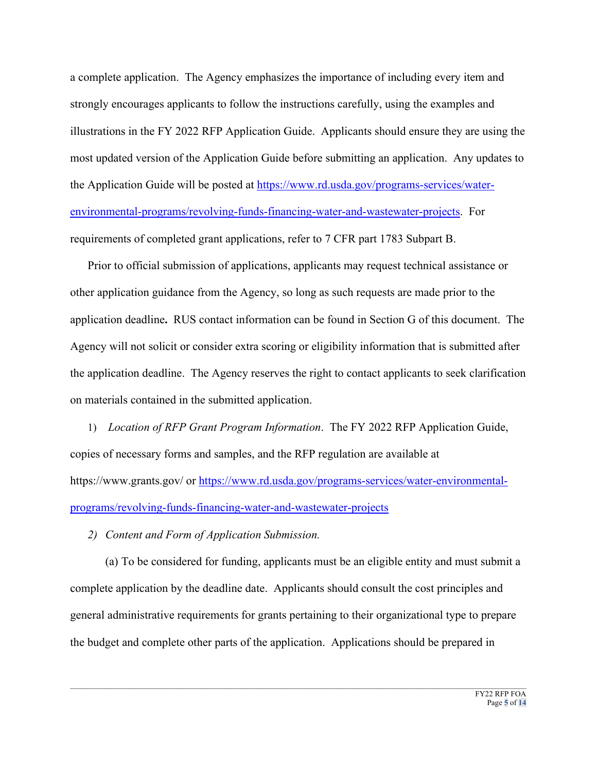a complete application. The Agency emphasizes the importance of including every item and strongly encourages applicants to follow the instructions carefully, using the examples and illustrations in the FY 2022 RFP Application Guide. Applicants should ensure they are using the most updated version of the Application Guide before submitting an application. Any updates to the Application Guide will be posted at [https://www.rd.usda.gov/programs-services/water-environmental-programs/revolving-funds-financing-water-and-wastewater-projects](https://www.rd.usda.gov/programs-services/water-environmental-programs/revolving-funds-financing-water-and-wastewater-projects). For requirements of completed grant applications, refer to 7 CFR part 1783 Subpart B.

Prior to official submission of applications, applicants may request technical assistance or other application guidance from the Agency, so long as such requests are made prior to the application deadline**.** RUS contact information can be found in Section G of this document. The Agency will not solicit or consider extra scoring or eligibility information that is submitted after the application deadline. The Agency reserves the right to contact applicants to seek clarification on materials contained in the submitted application.

1) *Location of RFP Grant Program Information*. The FY 2022 RFP Application Guide, copies of necessary forms and samples, and the RFP regulation are available at https://www.grants.gov/ or [https://www.rd.usda.gov/programs-services/water-environmental-programs/revolving-funds-financing-water-and-wastewater-projects](https://www.rd.usda.gov/programs-services/water-environmental-programs/revolving-funds-financing-water-and-wastewater-projects)

*2) Content and Form of Application Submission.*

(a) To be considered for funding, applicants must be an eligible entity and must submit a complete application by the deadline date. Applicants should consult the cost principles and general administrative requirements for grants pertaining to their organizational type to prepare the budget and complete other parts of the application. Applications should be prepared in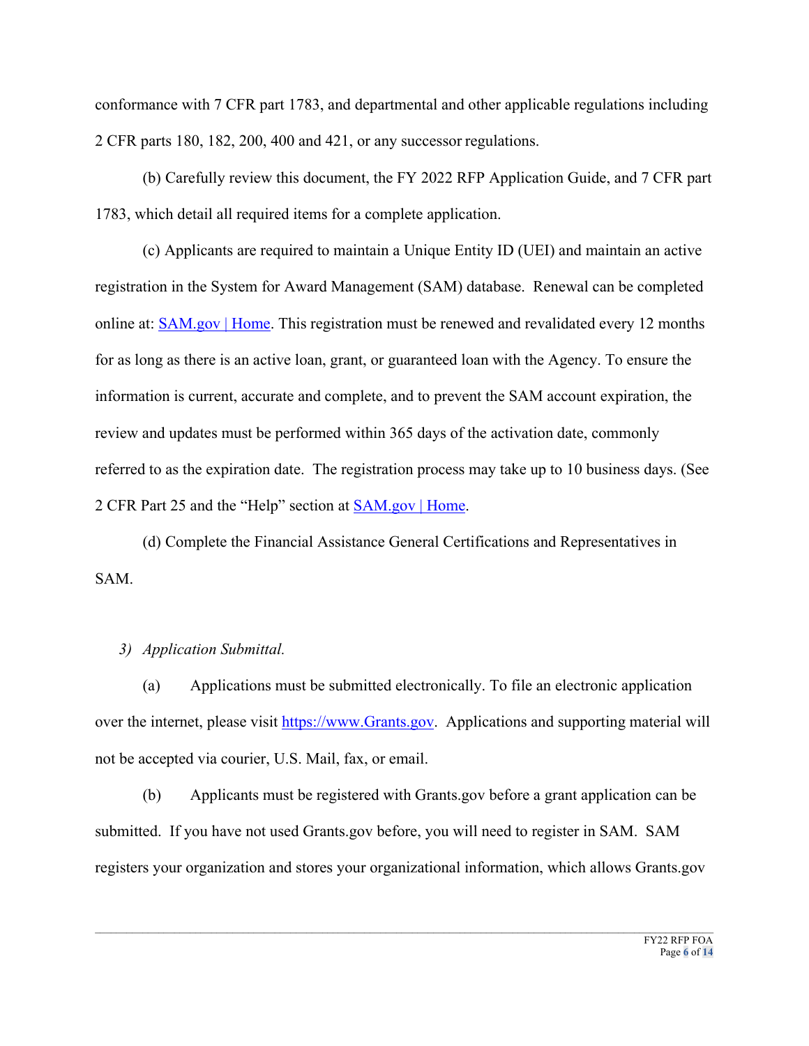conformance with 7 CFR part 1783, and departmental and other applicable regulations including 2 CFR parts 180, 182, 200, 400 and 421, or any successor regulations.

(b) Carefully review this document, the FY 2022 RFP Application Guide, and 7 CFR part 1783, which detail all required items for a complete application.

(c) Applicants are required to maintain a Unique Entity ID (UEI) and maintain an active registration in the System for Award Management (SAM) database. Renewal can be completed online at: [SAM.gov | Home](https://sam.gov). This registration must be renewed and revalidated every 12 months for as long as there is an active loan, grant, or guaranteed loan with the Agency. To ensure the information is current, accurate and complete, and to prevent the SAM account expiration, the review and updates must be performed within 365 days of the activation date, commonly referred to as the expiration date. The registration process may take up to 10 business days. (See 2 CFR Part 25 and the "Help" section at [SAM.gov | Home](https://sam.gov).

(d) Complete the Financial Assistance General Certifications and Representatives in SAM.

3) *Application Submittal.*

(a) Applications must be submitted electronically. To file an electronic application over the internet, please visit [https://www.Grants.gov](https://www.Grants.gov). Applications and supporting material will not be accepted via courier, U.S. Mail, fax, or email.

(b) Applicants must be registered with Grants.gov before a grant application can be submitted. If you have not used Grants.gov before, you will need to register in SAM. SAM registers your organization and stores your organizational information, which allows Grants.gov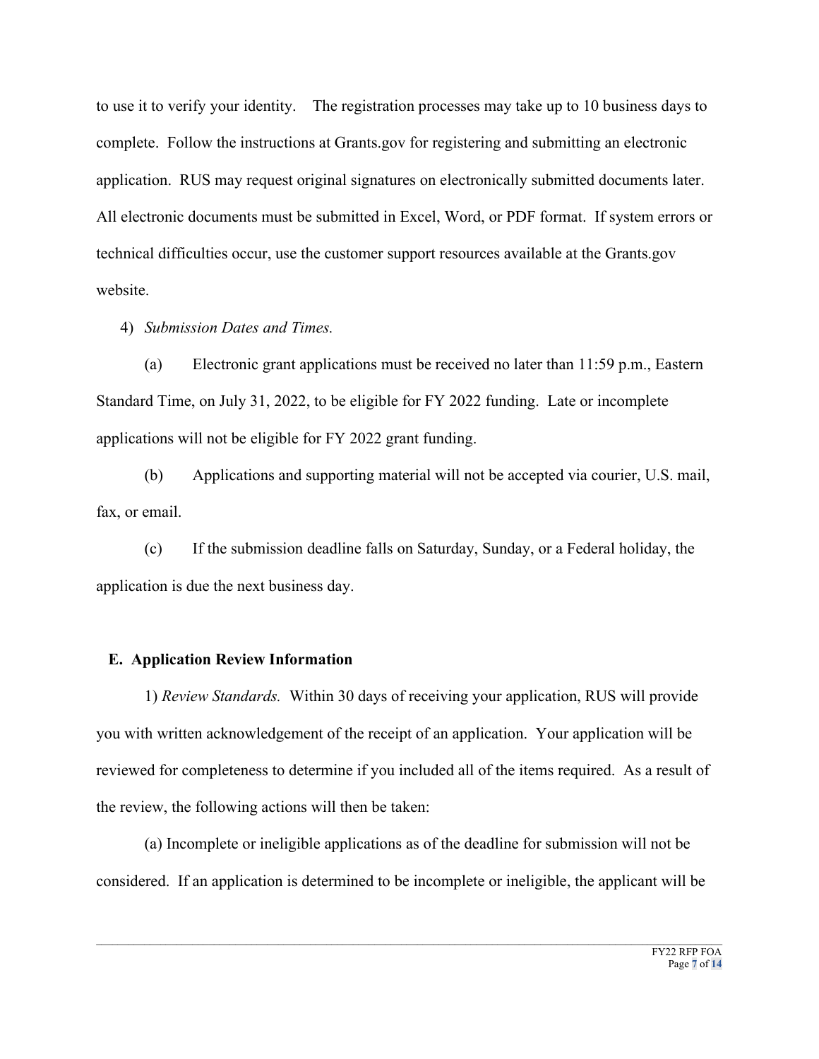to use it to verify your identity. The registration processes may take up to 10 business days to complete. Follow the instructions at Grants.gov for registering and submitting an electronic application. RUS may request original signatures on electronically submitted documents later. All electronic documents must be submitted in Excel, Word, or PDF format. If system errors or technical difficulties occur, use the customer support resources available at the Grants.gov website.

4) *Submission Dates and Times.*

(a) Electronic grant applications must be received no later than 11:59 p.m., Eastern Standard Time, on July 31, 2022, to be eligible for FY 2022 funding. Late or incomplete applications will not be eligible for FY 2022 grant funding.

(b) Applications and supporting material will not be accepted via courier, U.S. mail, fax, or email.

(c) If the submission deadline falls on Saturday, Sunday, or a Federal holiday, the application is due the next business day.

## E. Application Review Information

1) *Review Standards.* Within 30 days of receiving your application, RUS will provide you with written acknowledgement of the receipt of an application. Your application will be reviewed for completeness to determine if you included all of the items required. As a result of the review, the following actions will then be taken:

(a) Incomplete or ineligible applications as of the deadline for submission will not be considered. If an application is determined to be incomplete or ineligible, the applicant will be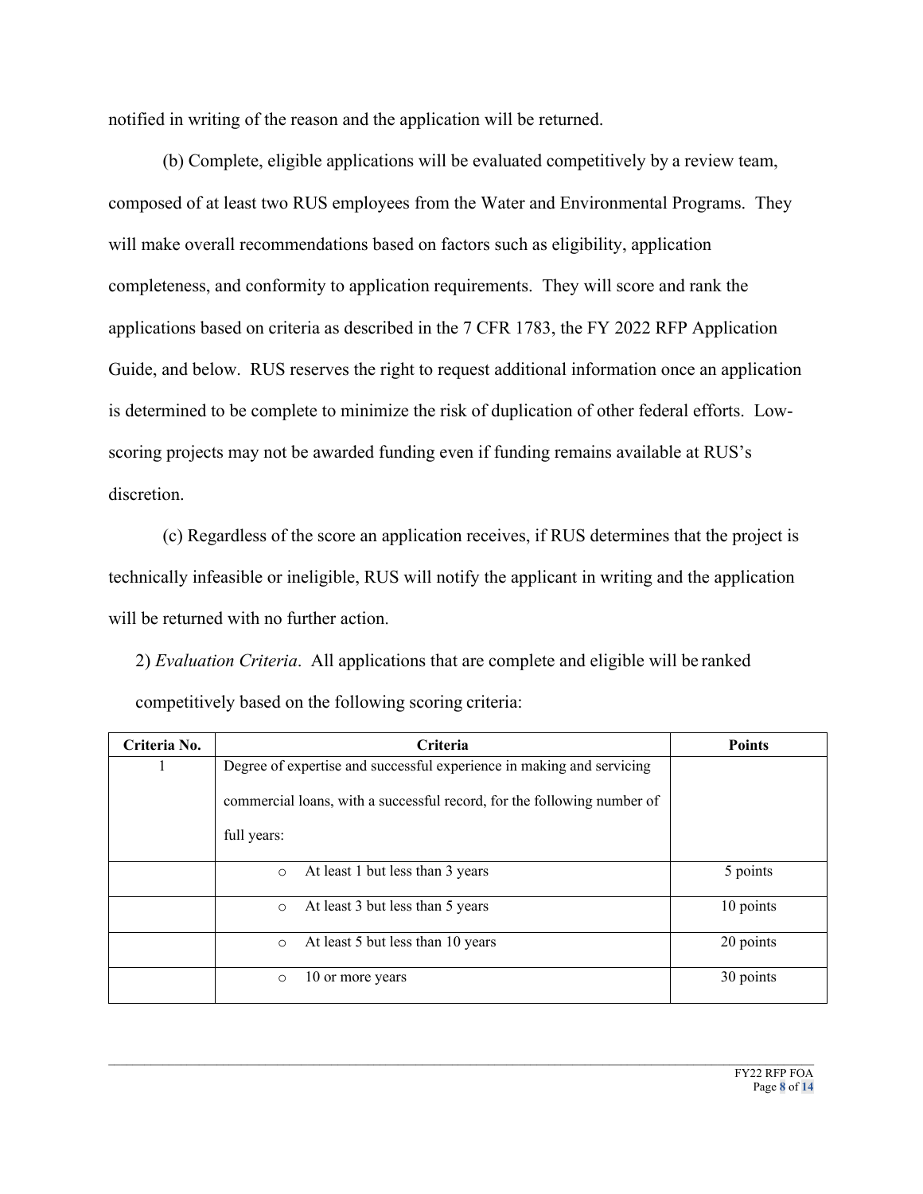notified in writing of the reason and the application will be returned.

(b) Complete, eligible applications will be evaluated competitively by a review team, composed of at least two RUS employees from the Water and Environmental Programs. They will make overall recommendations based on factors such as eligibility, application completeness, and conformity to application requirements. They will score and rank the applications based on criteria as described in the 7 CFR 1783, the FY 2022 RFP Application Guide, and below. RUS reserves the right to request additional information once an application is determined to be complete to minimize the risk of duplication of other federal efforts. Low-scoring projects may not be awarded funding even if funding remains available at RUS's discretion.

(c) Regardless of the score an application receives, if RUS determines that the project is technically infeasible or ineligible, RUS will notify the applicant in writing and the application will be returned with no further action.

2) *Evaluation Criteria*. All applications that are complete and eligible will be ranked competitively based on the following scoring criteria:

| Criteria No. | Criteria | Points |
|---|---|---|
| 1 | Degree of expertise and successful experience in making and servicing commercial loans, with a successful record, for the following number of full years: | |
| | ○ At least 1 but less than 3 years | 5 points |
| | ○ At least 3 but less than 5 years | 10 points |
| | ○ At least 5 but less than 10 years | 20 points |
| | ○ 10 or more years | 30 points |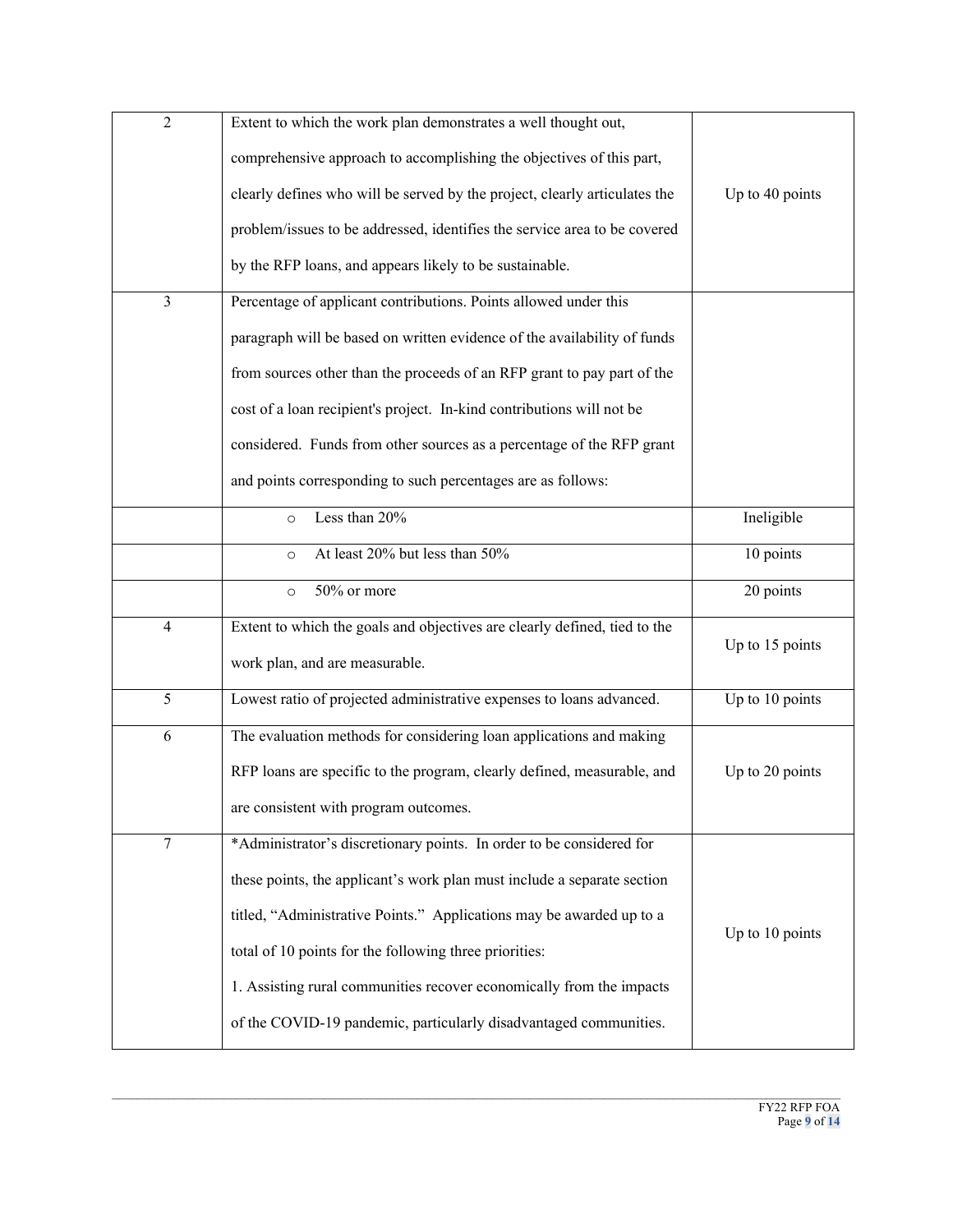| | | |
|---|---|---|
| 2 | Extent to which the work plan demonstrates a well thought out, comprehensive approach to accomplishing the objectives of this part, clearly defines who will be served by the project, clearly articulates the problem/issues to be addressed, identifies the service area to be covered by the RFP loans, and appears likely to be sustainable. | Up to 40 points |
| 3 | Percentage of applicant contributions. Points allowed under this paragraph will be based on written evidence of the availability of funds from sources other than the proceeds of an RFP grant to pay part of the cost of a loan recipient's project. In-kind contributions will not be considered. Funds from other sources as a percentage of the RFP grant and points corresponding to such percentages are as follows: | |
| | ○ Less than 20% | Ineligible |
| | ○ At least 20% but less than 50% | 10 points |
| | ○ 50% or more | 20 points |
| 4 | Extent to which the goals and objectives are clearly defined, tied to the work plan, and are measurable. | Up to 15 points |
| 5 | Lowest ratio of projected administrative expenses to loans advanced. | Up to 10 points |
| 6 | The evaluation methods for considering loan applications and making RFP loans are specific to the program, clearly defined, measurable, and are consistent with program outcomes. | Up to 20 points |
| 7 | *Administrator's discretionary points. In order to be considered for these points, the applicant's work plan must include a separate section titled, "Administrative Points." Applications may be awarded up to a total of 10 points for the following three priorities:<br>1. Assisting rural communities recover economically from the impacts of the COVID-19 pandemic, particularly disadvantaged communities. | Up to 10 points |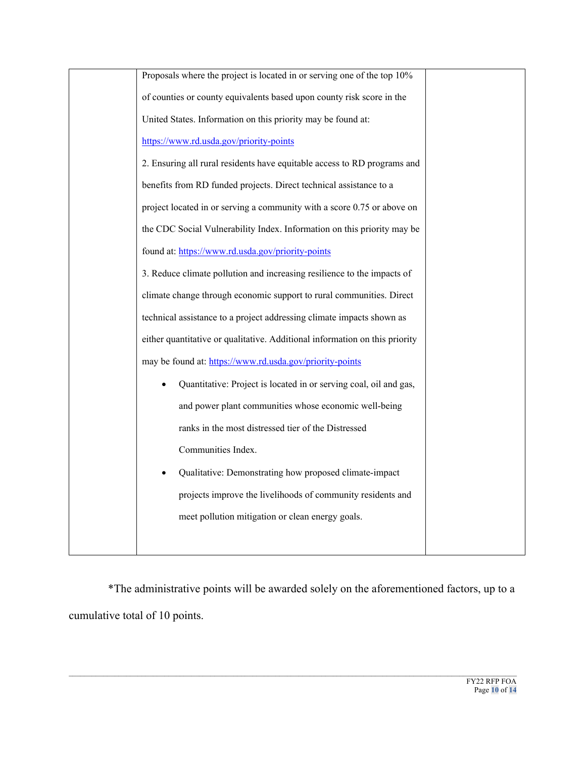| | | |
|---|---|---|
| | Proposals where the project is located in or serving one of the top 10% of counties or county equivalents based upon county risk score in the United States. Information on this priority may be found at: https://www.rd.usda.gov/priority-points<br>2. Ensuring all rural residents have equitable access to RD programs and benefits from RD funded projects. Direct technical assistance to a project located in or serving a community with a score 0.75 or above on the CDC Social Vulnerability Index. Information on this priority may be found at: https://www.rd.usda.gov/priority-points<br>3. Reduce climate pollution and increasing resilience to the impacts of climate change through economic support to rural communities. Direct technical assistance to a project addressing climate impacts shown as either quantitative or qualitative. Additional information on this priority may be found at: https://www.rd.usda.gov/priority-points<br>• Quantitative: Project is located in or serving coal, oil and gas, and power plant communities whose economic well-being ranks in the most distressed tier of the Distressed Communities Index.<br>• Qualitative: Demonstrating how proposed climate-impact projects improve the livelihoods of community residents and meet pollution mitigation or clean energy goals. | |

*The administrative points will be awarded solely on the aforementioned factors, up to a cumulative total of 10 points.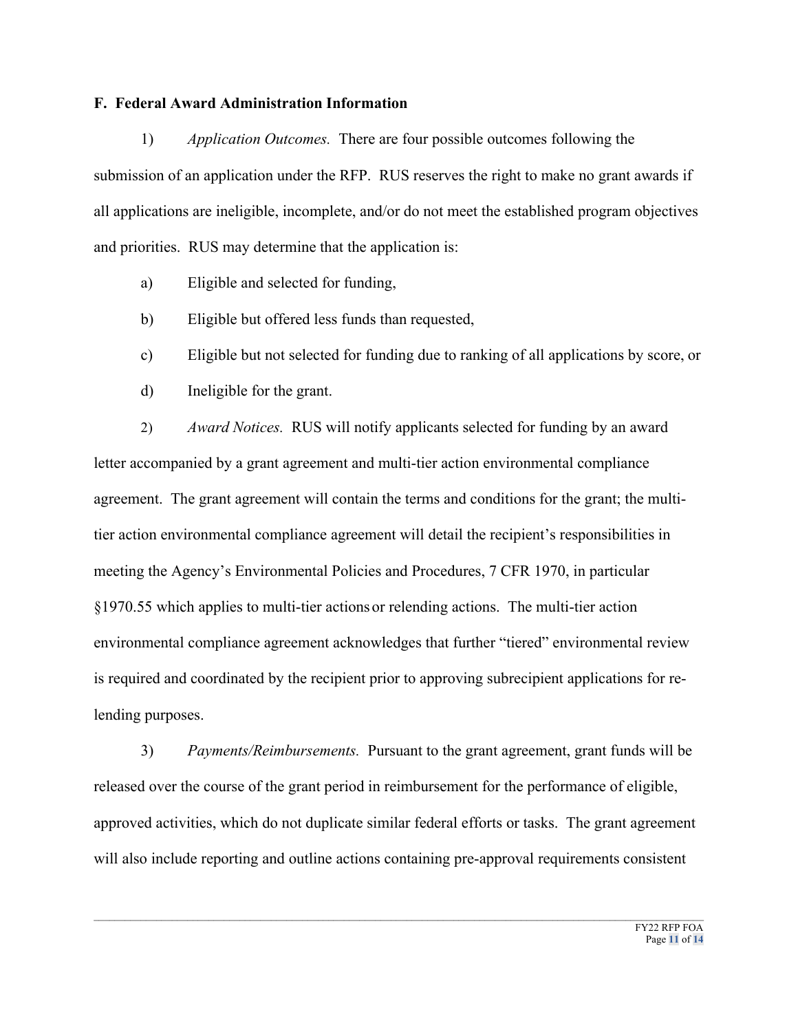## F. Federal Award Administration Information

1) *Application Outcomes.* There are four possible outcomes following the submission of an application under the RFP. RUS reserves the right to make no grant awards if all applications are ineligible, incomplete, and/or do not meet the established program objectives and priorities. RUS may determine that the application is:

a) Eligible and selected for funding,

b) Eligible but offered less funds than requested,

c) Eligible but not selected for funding due to ranking of all applications by score, or

d) Ineligible for the grant.

2) *Award Notices.* RUS will notify applicants selected for funding by an award letter accompanied by a grant agreement and multi-tier action environmental compliance agreement. The grant agreement will contain the terms and conditions for the grant; the multi-tier action environmental compliance agreement will detail the recipient's responsibilities in meeting the Agency's Environmental Policies and Procedures, 7 CFR 1970, in particular §1970.55 which applies to multi-tier actions or relending actions. The multi-tier action environmental compliance agreement acknowledges that further "tiered" environmental review is required and coordinated by the recipient prior to approving subrecipient applications for re-lending purposes.

3) *Payments/Reimbursements.* Pursuant to the grant agreement, grant funds will be released over the course of the grant period in reimbursement for the performance of eligible, approved activities, which do not duplicate similar federal efforts or tasks. The grant agreement will also include reporting and outline actions containing pre-approval requirements consistent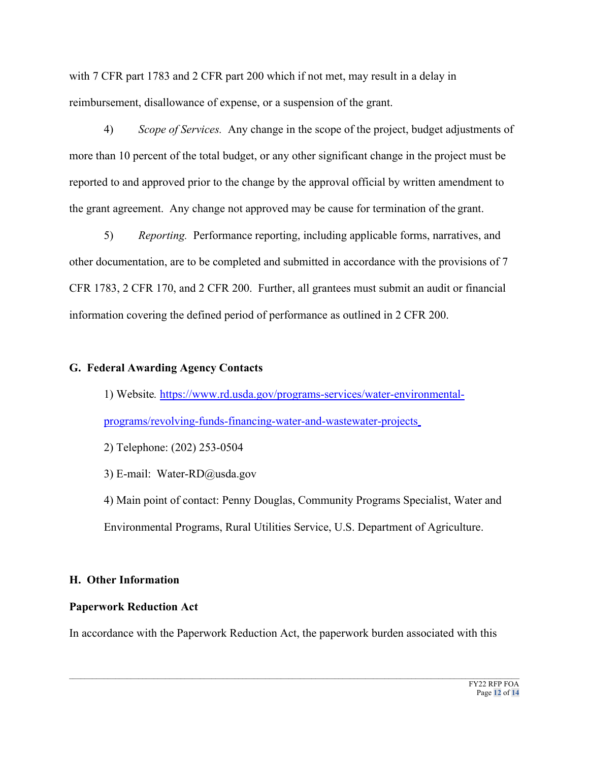with 7 CFR part 1783 and 2 CFR part 200 which if not met, may result in a delay in reimbursement, disallowance of expense, or a suspension of the grant.

4) *Scope of Services.* Any change in the scope of the project, budget adjustments of more than 10 percent of the total budget, or any other significant change in the project must be reported to and approved prior to the change by the approval official by written amendment to the grant agreement. Any change not approved may be cause for termination of the grant.

5) *Reporting.* Performance reporting, including applicable forms, narratives, and other documentation, are to be completed and submitted in accordance with the provisions of 7 CFR 1783, 2 CFR 170, and 2 CFR 200. Further, all grantees must submit an audit or financial information covering the defined period of performance as outlined in 2 CFR 200.

**G. Federal Awarding Agency Contacts**

1) Website. [https://www.rd.usda.gov/programs-services/water-environmental-programs/revolving-funds-financing-water-and-wastewater-projects](https://www.rd.usda.gov/programs-services/water-environmental-programs/revolving-funds-financing-water-and-wastewater-projects)

2) Telephone: (202) 253-0504

3) E-mail: Water-RD@usda.gov

4) Main point of contact: Penny Douglas, Community Programs Specialist, Water and Environmental Programs, Rural Utilities Service, U.S. Department of Agriculture.

**H. Other Information**

**Paperwork Reduction Act**

In accordance with the Paperwork Reduction Act, the paperwork burden associated with this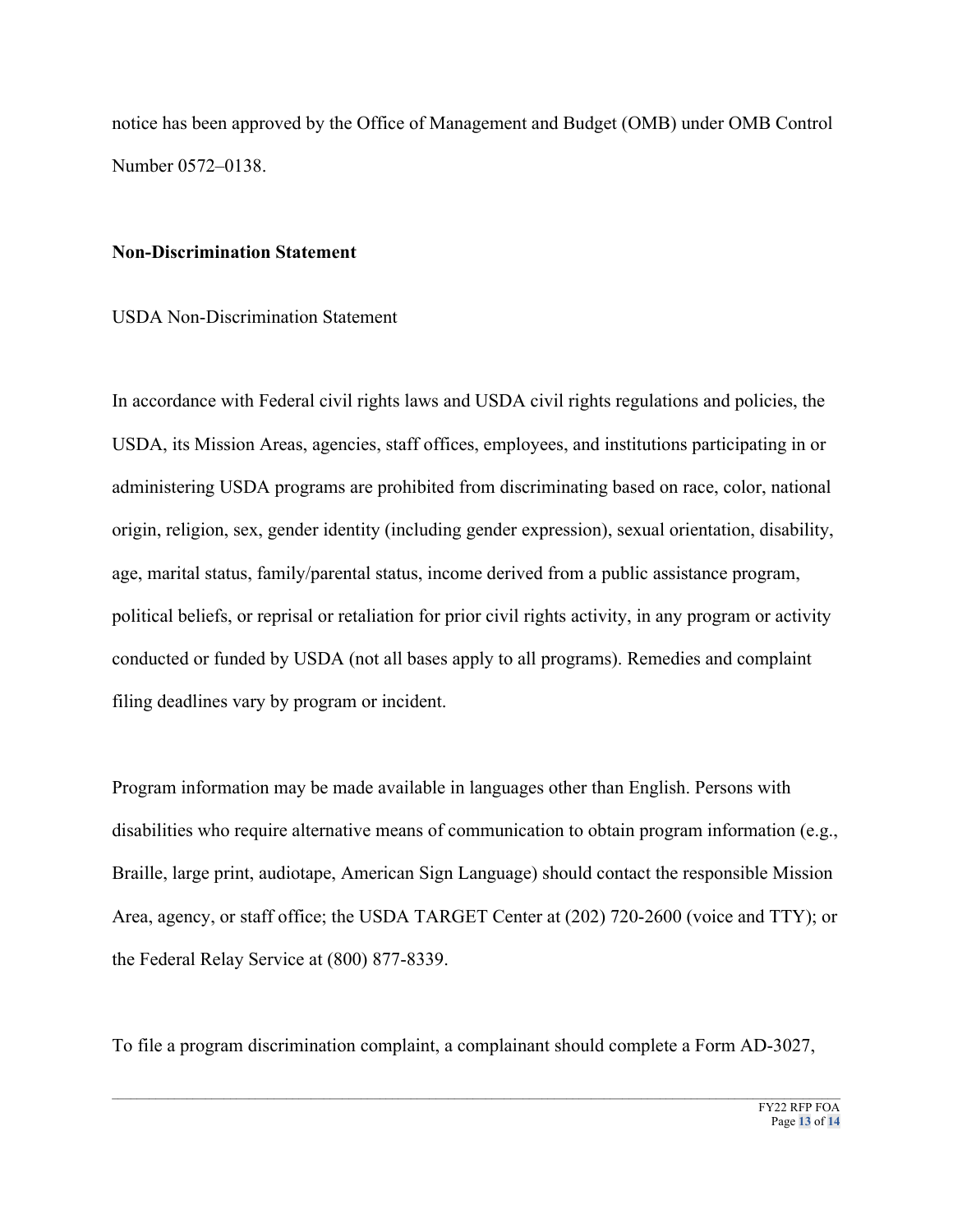notice has been approved by the Office of Management and Budget (OMB) under OMB Control Number 0572–0138.

**Non-Discrimination Statement**

USDA Non-Discrimination Statement

In accordance with Federal civil rights laws and USDA civil rights regulations and policies, the USDA, its Mission Areas, agencies, staff offices, employees, and institutions participating in or administering USDA programs are prohibited from discriminating based on race, color, national origin, religion, sex, gender identity (including gender expression), sexual orientation, disability, age, marital status, family/parental status, income derived from a public assistance program, political beliefs, or reprisal or retaliation for prior civil rights activity, in any program or activity conducted or funded by USDA (not all bases apply to all programs). Remedies and complaint filing deadlines vary by program or incident.

Program information may be made available in languages other than English. Persons with disabilities who require alternative means of communication to obtain program information (e.g., Braille, large print, audiotape, American Sign Language) should contact the responsible Mission Area, agency, or staff office; the USDA TARGET Center at (202) 720-2600 (voice and TTY); or the Federal Relay Service at (800) 877-8339.

To file a program discrimination complaint, a complainant should complete a Form AD-3027,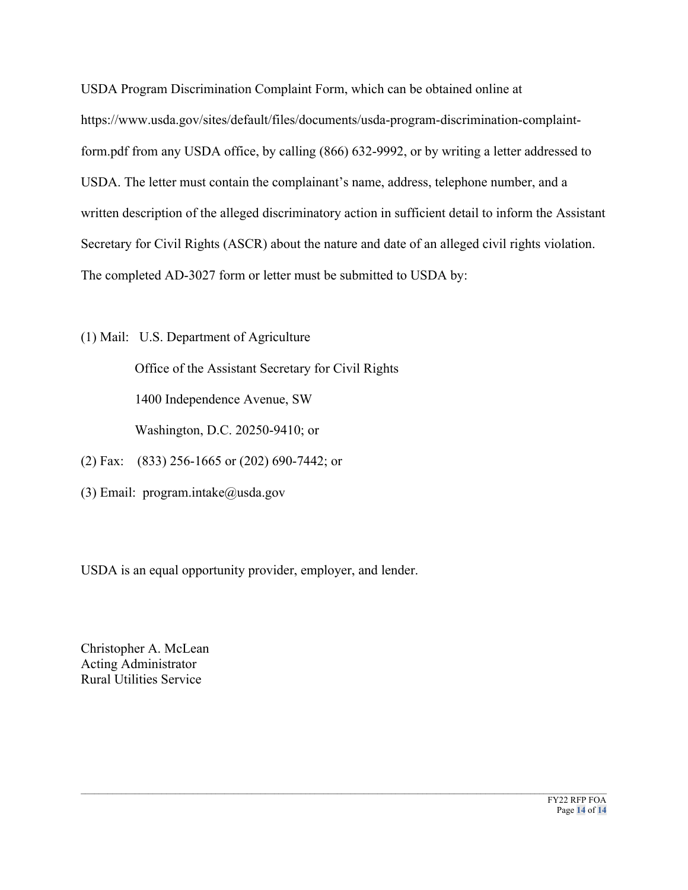USDA Program Discrimination Complaint Form, which can be obtained online at https://www.usda.gov/sites/default/files/documents/usda-program-discrimination-complaint-form.pdf from any USDA office, by calling (866) 632-9992, or by writing a letter addressed to USDA. The letter must contain the complainant's name, address, telephone number, and a written description of the alleged discriminatory action in sufficient detail to inform the Assistant Secretary for Civil Rights (ASCR) about the nature and date of an alleged civil rights violation. The completed AD-3027 form or letter must be submitted to USDA by:

(1) Mail: U.S. Department of Agriculture
Office of the Assistant Secretary for Civil Rights
1400 Independence Avenue, SW
Washington, D.C. 20250-9410; or

(2) Fax: (833) 256-1665 or (202) 690-7442; or

(3) Email: program.intake@usda.gov

USDA is an equal opportunity provider, employer, and lender.

Christopher A. McLean
Acting Administrator
Rural Utilities Service